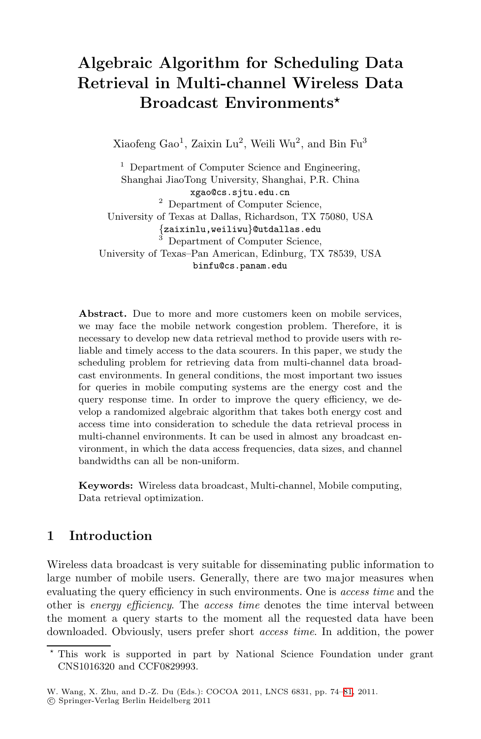# Algebraic Algorithm for Scheduling Data Retrieval in Multi-channel Wireless Data Broadcast Environments*

Xiaofeng Gao[1], Zaixin Lu[2], Weili Wu[2], and Bin Fu[3]

[1] Department of Computer Science and Engineering, Shanghai JiaoTong University, Shanghai, P.R. China
`xgao@cs.sjtu.edu.cn`

[2] Department of Computer Science, University of Texas at Dallas, Richardson, TX 75080, USA
`{zaixinlu,weiliwu}@utdallas.edu`

[3] Department of Computer Science, University of Texas–Pan American, Edinburg, TX 78539, USA
`binfu@cs.panam.edu`

**Abstract.** Due to more and more customers keen on mobile services, we may face the mobile network congestion problem. Therefore, it is necessary to develop new data retrieval method to provide users with reliable and timely access to the data scourers. In this paper, we study the scheduling problem for retrieving data from multi-channel data broadcast environments. In general conditions, the most important two issues for queries in mobile computing systems are the energy cost and the query response time. In order to improve the query efficiency, we develop a randomized algebraic algorithm that takes both energy cost and access time into consideration to schedule the data retrieval process in multi-channel environments. It can be used in almost any broadcast environment, in which the data access frequencies, data sizes, and channel bandwidths can all be non-uniform.

**Keywords:** Wireless data broadcast, Multi-channel, Mobile computing, Data retrieval optimization.

## 1 Introduction

Wireless data broadcast is very suitable for disseminating public information to large number of mobile users. Generally, there are two major measures when evaluating the query efficiency in such environments. One is *access time* and the other is *energy efficiency*. The *access time* denotes the time interval between the moment a query starts to the moment all the requested data have been downloaded. Obviously, users prefer short *access time*. In addition, the power

* This work is supported in part by National Science Foundation under grant CNS1016320 and CCF0829993.

W. Wang, X. Zhu, and D.-Z. Du (Eds.): COCOA 2011, LNCS 6831, pp. 74–81, 2011.
© Springer-Verlag Berlin Heidelberg 2011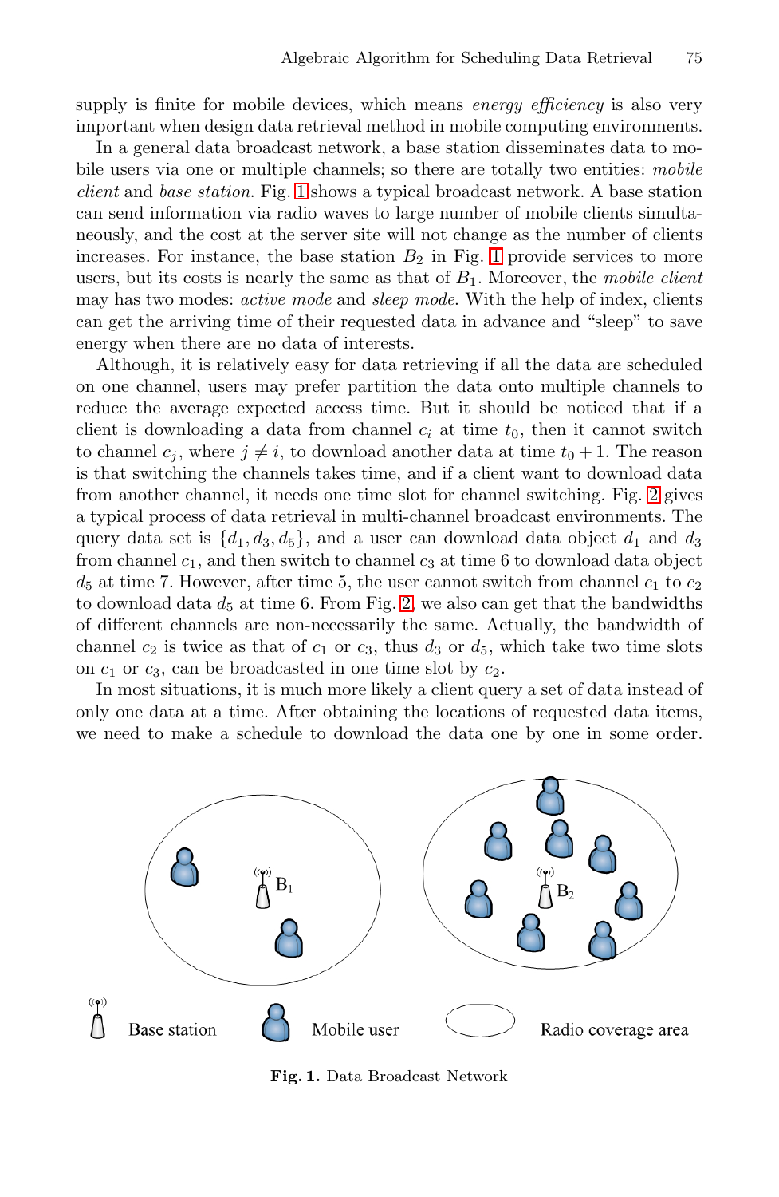supply is finite for mobile devices, which means *energy efficiency* is also very important when design data retrieval method in mobile computing environments.

In a general data broadcast network, a base station disseminates data to mobile users via one or multiple channels; so there are totally two entities: *mobile client* and *base station*. Fig. 1 shows a typical broadcast network. A base station can send information via radio waves to large number of mobile clients simultaneously, and the cost at the server site will not change as the number of clients increases. For instance, the base station $B_2$ in Fig. 1 provide services to more users, but its costs is nearly the same as that of $B_1$. Moreover, the *mobile client* may has two modes: *active mode* and *sleep mode*. With the help of index, clients can get the arriving time of their requested data in advance and "sleep" to save energy when there are no data of interests.

Although, it is relatively easy for data retrieving if all the data are scheduled on one channel, users may prefer partition the data onto multiple channels to reduce the average expected access time. But it should be noticed that if a client is downloading a data from channel $c_i$ at time $t_0$, then it cannot switch to channel $c_j$, where $j \neq i$, to download another data at time $t_0 + 1$. The reason is that switching the channels takes time, and if a client want to download data from another channel, it needs one time slot for channel switching. Fig. 2 gives a typical process of data retrieval in multi-channel broadcast environments. The query data set is $\{d_1, d_3, d_5\}$, and a user can download data object $d_1$ and $d_3$ from channel $c_1$, and then switch to channel $c_3$ at time 6 to download data object $d_5$ at time 7. However, after time 5, the user cannot switch from channel $c_1$ to $c_2$ to download data $d_5$ at time 6. From Fig. 2, we also can get that the bandwidths of different channels are non-necessarily the same. Actually, the bandwidth of channel $c_2$ is twice as that of $c_1$ or $c_3$, thus $d_3$ or $d_5$, which take two time slots on $c_1$ or $c_3$, can be broadcasted in one time slot by $c_2$.

In most situations, it is much more likely a client query a set of data instead of only one data at a time. After obtaining the locations of requested data items, we need to make a schedule to download the data one by one in some order.

**Fig. 1.** Data Broadcast Network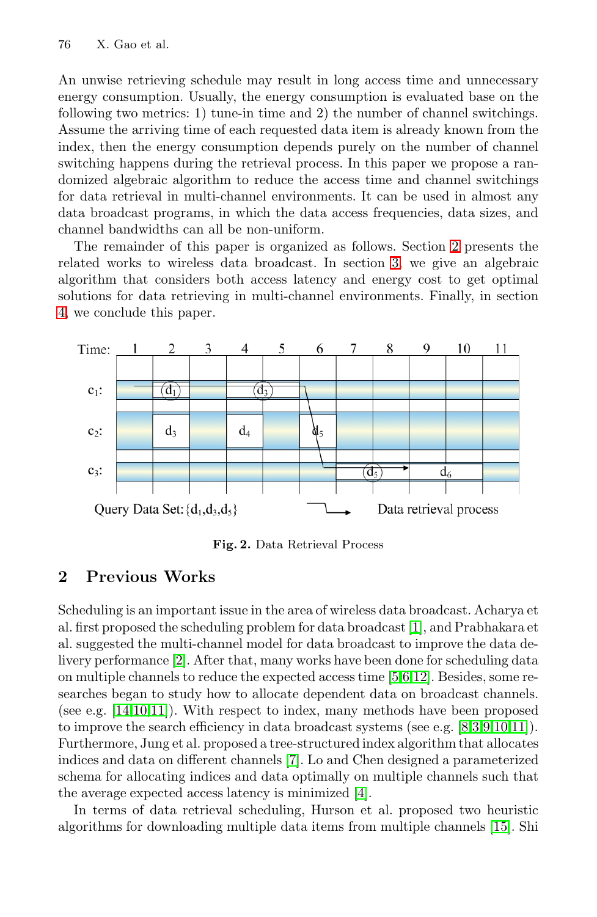An unwise retrieving schedule may result in long access time and unnecessary energy consumption. Usually, the energy consumption is evaluated base on the following two metrics: 1) tune-in time and 2) the number of channel switchings. Assume the arriving time of each requested data item is already known from the index, then the energy consumption depends purely on the number of channel switching happens during the retrieval process. In this paper we propose a randomized algebraic algorithm to reduce the access time and channel switchings for data retrieval in multi-channel environments. It can be used in almost any data broadcast programs, in which the data access frequencies, data sizes, and channel bandwidths can all be non-uniform.

The remainder of this paper is organized as follows. Section 2 presents the related works to wireless data broadcast. In section 3, we give an algebraic algorithm that considers both access latency and energy cost to get optimal solutions for data retrieving in multi-channel environments. Finally, in section 4, we conclude this paper.

**Fig. 2.** Data Retrieval Process

## 2 Previous Works

Scheduling is an important issue in the area of wireless data broadcast. Acharya et al. first proposed the scheduling problem for data broadcast [1], and Prabhakara et al. suggested the multi-channel model for data broadcast to improve the data delivery performance [2]. After that, many works have been done for scheduling data on multiple channels to reduce the expected access time [5,6,12]. Besides, some researches began to study how to allocate dependent data on broadcast channels. (see e.g. [14,10,11]). With respect to index, many methods have been proposed to improve the search efficiency in data broadcast systems (see e.g. [8,3,9,10,11]). Furthermore, Jung et al. proposed a tree-structured index algorithm that allocates indices and data on different channels [7]. Lo and Chen designed a parameterized schema for allocating indices and data optimally on multiple channels such that the average expected access latency is minimized [4].

In terms of data retrieval scheduling, Hurson et al. proposed two heuristic algorithms for downloading multiple data items from multiple channels [15]. Shi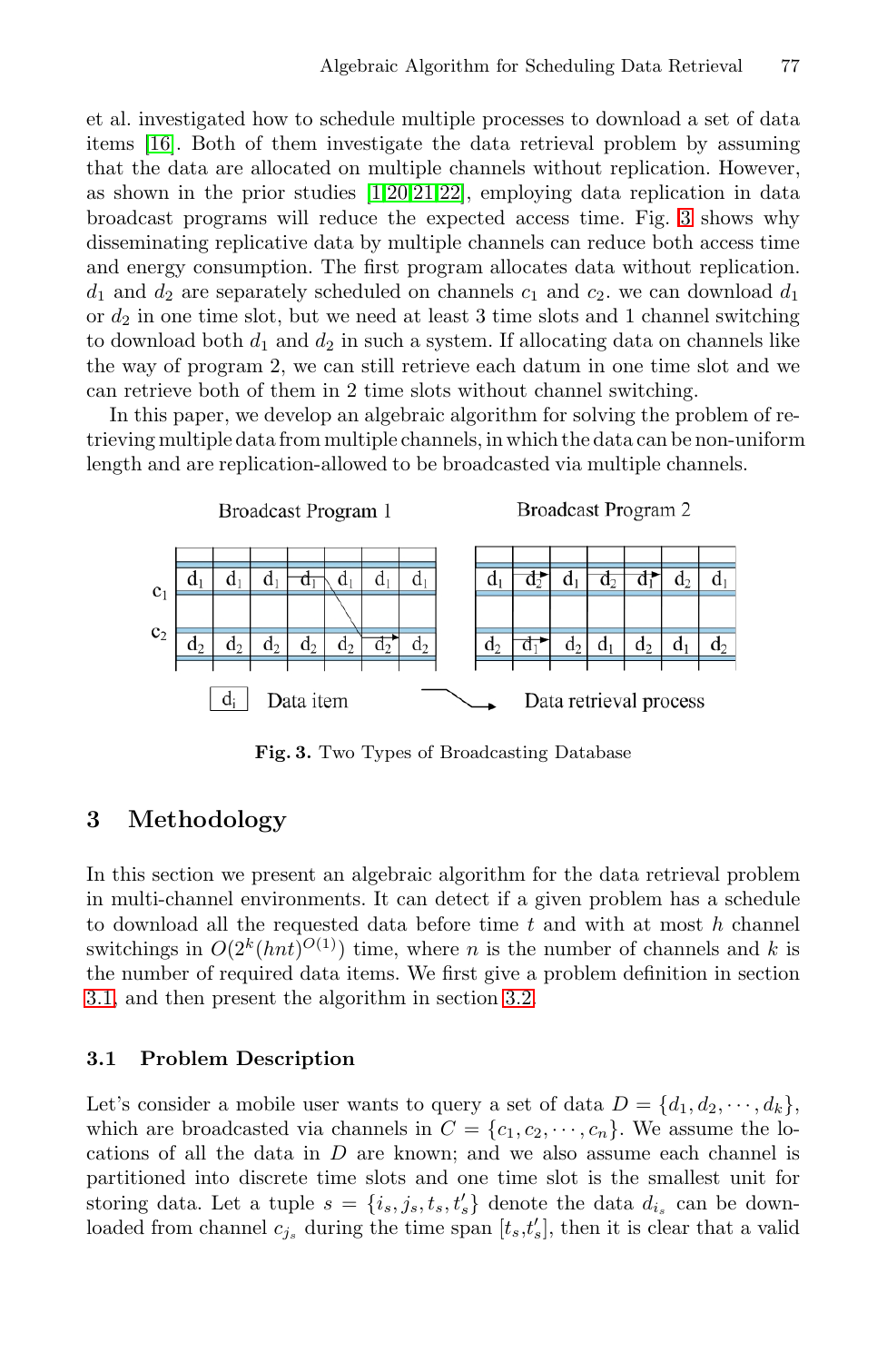et al. investigated how to schedule multiple processes to download a set of data items [16]. Both of them investigate the data retrieval problem by assuming that the data are allocated on multiple channels without replication. However, as shown in the prior studies [1,20,21,22], employing data replication in data broadcast programs will reduce the expected access time. Fig. 3 shows why disseminating replicative data by multiple channels can reduce both access time and energy consumption. The first program allocates data without replication. $d_1$ and $d_2$ are separately scheduled on channels $c_1$ and $c_2$. we can download $d_1$ or $d_2$ in one time slot, but we need at least 3 time slots and 1 channel switching to download both $d_1$ and $d_2$ in such a system. If allocating data on channels like the way of program 2, we can still retrieve each datum in one time slot and we can retrieve both of them in 2 time slots without channel switching.

In this paper, we develop an algebraic algorithm for solving the problem of retrieving multiple data from multiple channels, in which the data can be non-uniform length and are replication-allowed to be broadcasted via multiple channels.

**Fig. 3.** Two Types of Broadcasting Database

## 3 Methodology

In this section we present an algebraic algorithm for the data retrieval problem in multi-channel environments. It can detect if a given problem has a schedule to download all the requested data before time $t$ and with at most $h$ channel switchings in $O(2^k(hnt)^{O(1)})$ time, where $n$ is the number of channels and $k$ is the number of required data items. We first give a problem definition in section 3.1, and then present the algorithm in section 3.2.

### 3.1 Problem Description

Let's consider a mobile user wants to query a set of data $D = \{d_1, d_2, \cdots, d_k\}$, which are broadcasted via channels in $C = \{c_1, c_2, \cdots, c_n\}$. We assume the locations of all the data in $D$ are known; and we also assume each channel is partitioned into discrete time slots and one time slot is the smallest unit for storing data. Let a tuple $s = \{i_s, j_s, t_s, t'_s\}$ denote the data $d_{i_s}$ can be downloaded from channel $c_{j_s}$ during the time span $[t_s, t'_s]$, then it is clear that a valid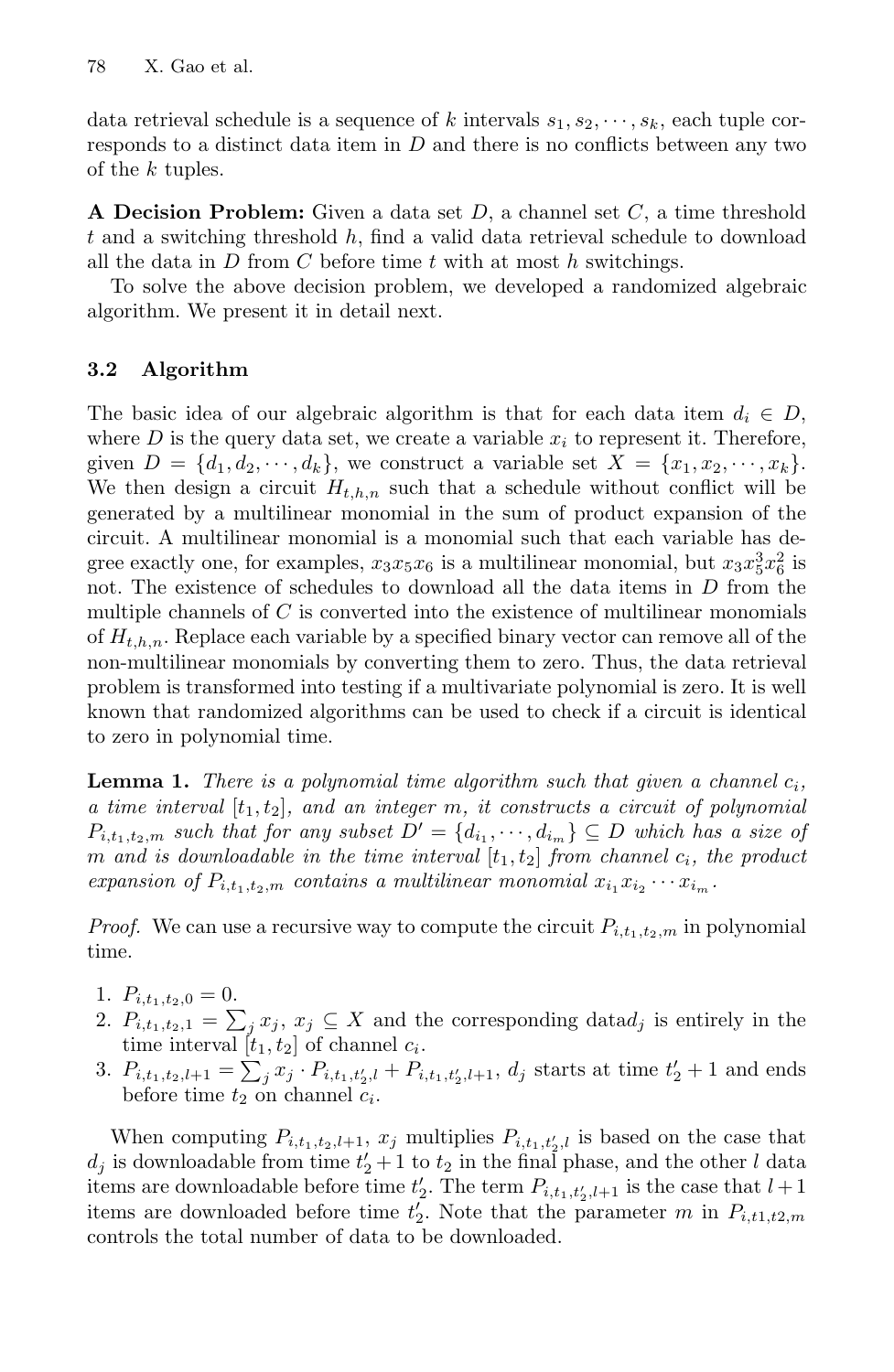data retrieval schedule is a sequence of $k$ intervals $s_1, s_2, \cdots, s_k$, each tuple corresponds to a distinct data item in $D$ and there is no conflicts between any two of the $k$ tuples.

**A Decision Problem:** Given a data set $D$, a channel set $C$, a time threshold $t$ and a switching threshold $h$, find a valid data retrieval schedule to download all the data in $D$ from $C$ before time $t$ with at most $h$ switchings.

To solve the above decision problem, we developed a randomized algebraic algorithm. We present it in detail next.

### 3.2 Algorithm

The basic idea of our algebraic algorithm is that for each data item $d_i \in D$, where $D$ is the query data set, we create a variable $x_i$ to represent it. Therefore, given $D = \{d_1, d_2, \cdots, d_k\}$, we construct a variable set $X = \{x_1, x_2, \cdots, x_k\}$. We then design a circuit $H_{t,h,n}$ such that a schedule without conflict will be generated by a multilinear monomial in the sum of product expansion of the circuit. A multilinear monomial is a monomial such that each variable has degree exactly one, for examples, $x_3 x_5 x_6$ is a multilinear monomial, but $x_3 x_5^3 x_6^2$ is not. The existence of schedules to download all the data items in $D$ from the multiple channels of $C$ is converted into the existence of multilinear monomials of $H_{t,h,n}$. Replace each variable by a specified binary vector can remove all of the non-multilinear monomials by converting them to zero. Thus, the data retrieval problem is transformed into testing if a multivariate polynomial is zero. It is well known that randomized algorithms can be used to check if a circuit is identical to zero in polynomial time.

**Lemma 1.** *There is a polynomial time algorithm such that given a channel $c_i$, a time interval $[t_1, t_2]$, and an integer $m$, it constructs a circuit of polynomial $P_{i,t_1,t_2,m}$ such that for any subset $D' = \{d_{i_1}, \cdots, d_{i_m}\} \subseteq D$ which has a size of $m$ and is downloadable in the time interval $[t_1, t_2]$ from channel $c_i$, the product expansion of $P_{i,t_1,t_2,m}$ contains a multilinear monomial $x_{i_1} x_{i_2} \cdots x_{i_m}$.*

*Proof.* We can use a recursive way to compute the circuit $P_{i,t_1,t_2,m}$ in polynomial time.

1. $P_{i,t_1,t_2,0} = 0$.
2. $P_{i,t_1,t_2,1} = \sum_j x_j$, $x_j \subseteq X$ and the corresponding data$d_j$ is entirely in the time interval $[t_1, t_2]$ of channel $c_i$.
3. $P_{i,t_1,t_2,l+1} = \sum_j x_j \cdot P_{i,t_1,t_2',l} + P_{i,t_1,t_2',l+1}$, $d_j$ starts at time $t_2' + 1$ and ends before time $t_2$ on channel $c_i$.

When computing $P_{i,t_1,t_2,l+1}$, $x_j$ multiplies $P_{i,t_1,t_2',l}$ is based on the case that $d_j$ is downloadable from time $t_2'+1$ to $t_2$ in the final phase, and the other $l$ data items are downloadable before time $t_2'$. The term $P_{i,t_1,t_2',l+1}$ is the case that $l+1$ items are downloaded before time $t_2'$. Note that the parameter $m$ in $P_{i,t1,t2,m}$ controls the total number of data to be downloaded.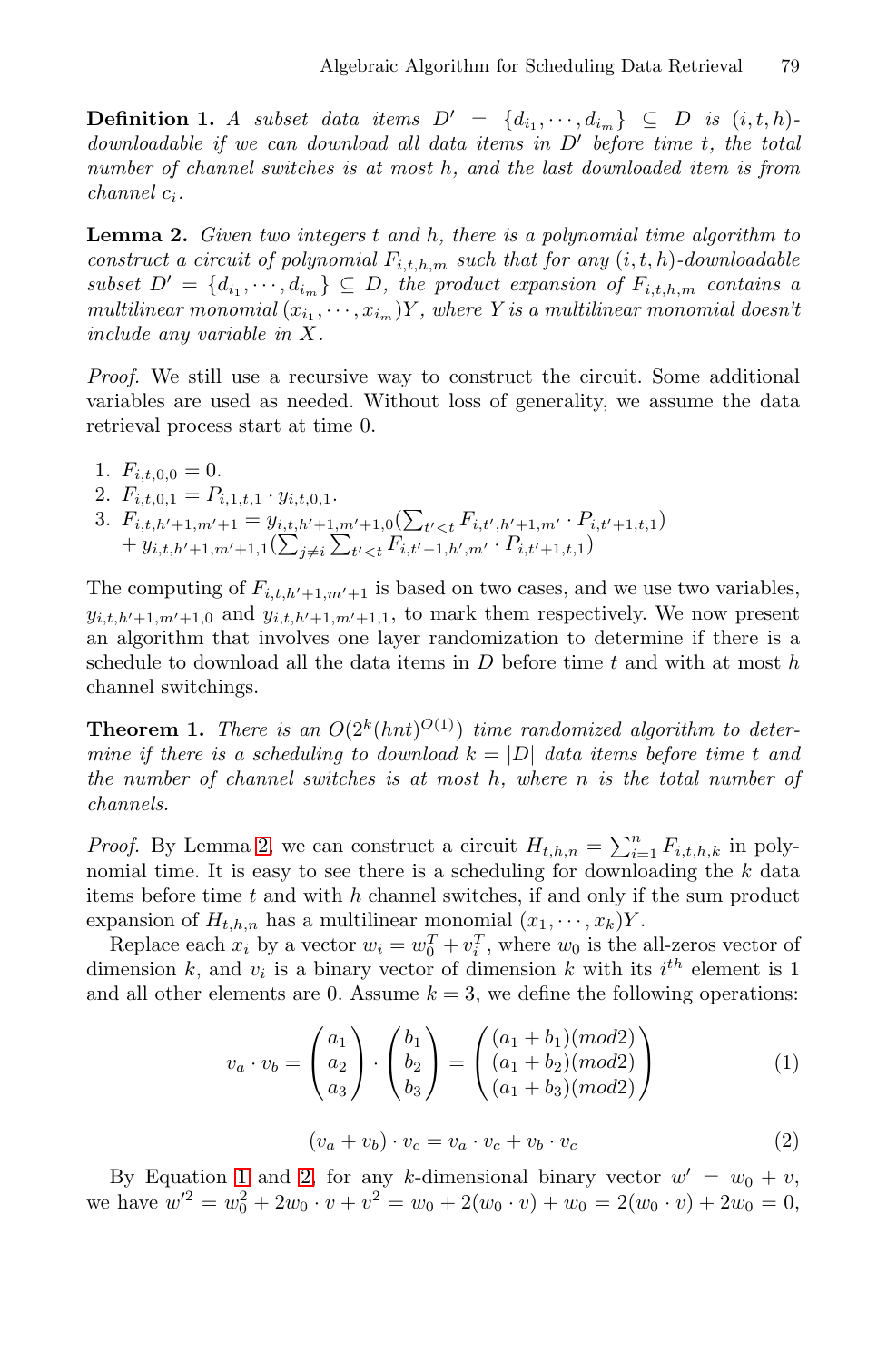**Definition 1.** *A subset data items $D' = \{d_{i_1}, \cdots, d_{i_m}\} \subseteq D$ is $(i,t,h)$-downloadable if we can download all data items in $D'$ before time $t$, the total number of channel switches is at most $h$, and the last downloaded item is from channel $c_i$.*

**Lemma 2.** *Given two integers $t$ and $h$, there is a polynomial time algorithm to construct a circuit of polynomial $F_{i,t,h,m}$ such that for any $(i,t,h)$-downloadable subset $D' = \{d_{i_1}, \cdots, d_{i_m}\} \subseteq D$, the product expansion of $F_{i,t,h,m}$ contains a multilinear monomial $(x_{i_1}, \cdots, x_{i_m})Y$, where $Y$ is a multilinear monomial doesn't include any variable in $X$.*

*Proof.* We still use a recursive way to construct the circuit. Some additional variables are used as needed. Without loss of generality, we assume the data retrieval process start at time 0.

1. $F_{i,t,0,0} = 0$.
2. $F_{i,t,0,1} = P_{i,1,t,1} \cdot y_{i,t,0,1}$.
3. $F_{i,t,h'+1,m'+1} = y_{i,t,h'+1,m'+1,0}(\sum_{t'<t} F_{i,t',h'+1,m'} \cdot P_{i,t'+1,t,1})$ $+ y_{i,t,h'+1,m'+1,1}(\sum_{j \neq i} \sum_{t'<t} F_{i,t'-1,h',m'} \cdot P_{i,t'+1,t,1})$

The computing of $F_{i,t,h'+1,m'+1}$ is based on two cases, and we use two variables, $y_{i,t,h'+1,m'+1,0}$ and $y_{i,t,h'+1,m'+1,1}$, to mark them respectively. We now present an algorithm that involves one layer randomization to determine if there is a schedule to download all the data items in $D$ before time $t$ and with at most $h$ channel switchings.

**Theorem 1.** *There is an $O(2^k(hnt)^{O(1)})$ time randomized algorithm to determine if there is a scheduling to download $k = |D|$ data items before time $t$ and the number of channel switches is at most $h$, where $n$ is the total number of channels.*

*Proof.* By Lemma 2, we can construct a circuit $H_{t,h,n} = \sum_{i=1}^{n} F_{i,t,h,k}$ in polynomial time. It is easy to see there is a scheduling for downloading the $k$ data items before time $t$ and with $h$ channel switches, if and only if the sum product expansion of $H_{t,h,n}$ has a multilinear monomial $(x_1, \cdots, x_k)Y$.

Replace each $x_i$ by a vector $w_i = w_0^T + v_i^T$, where $w_0$ is the all-zeros vector of dimension $k$, and $v_i$ is a binary vector of dimension $k$ with its $i^{th}$ element is 1 and all other elements are 0. Assume $k = 3$, we define the following operations:

$$v_a \cdot v_b = \begin{pmatrix} a_1 \\ a_2 \\ a_3 \end{pmatrix} \cdot \begin{pmatrix} b_1 \\ b_2 \\ b_3 \end{pmatrix} = \begin{pmatrix} (a_1 + b_1)(mod 2) \\ (a_1 + b_2)(mod 2) \\ (a_1 + b_3)(mod 2) \end{pmatrix} \tag{1}$$

$$(v_a + v_b) \cdot v_c = v_a \cdot v_c + v_b \cdot v_c \tag{2}$$

By Equation 1 and 2, for any $k$-dimensional binary vector $w' = w_0 + v$, we have $w'^2 = w_0^2 + 2w_0 \cdot v + v^2 = w_0 + 2(w_0 \cdot v) + w_0 = 2(w_0 \cdot v) + 2w_0 = 0$,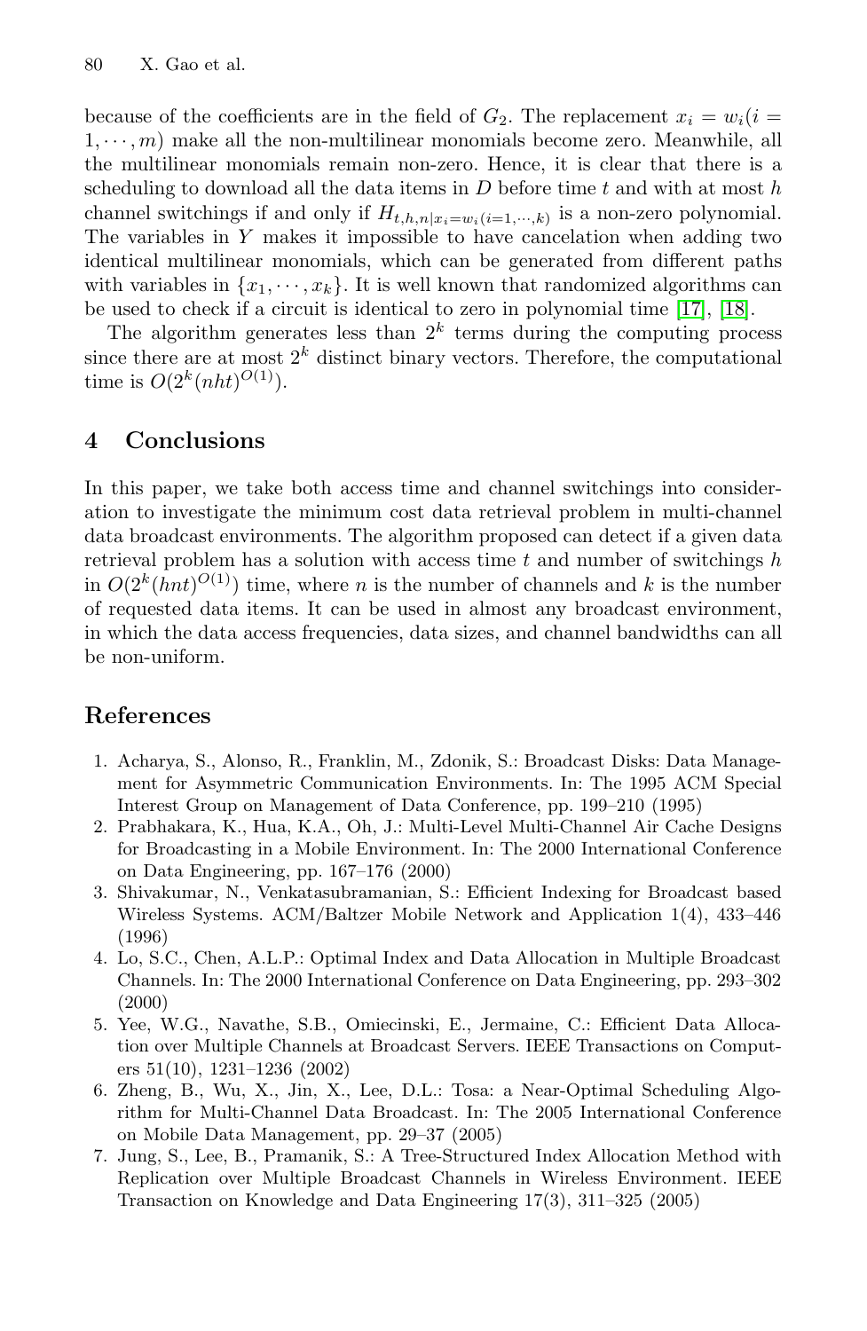because of the coefficients are in the field of $G_2$. The replacement $x_i = w_i (i = 1, \cdots, m)$ make all the non-multilinear monomials become zero. Meanwhile, all the multilinear monomials remain non-zero. Hence, it is clear that there is a scheduling to download all the data items in $D$ before time $t$ and with at most $h$ channel switchings if and only if $H_{t,h,n|x_i=w_i(i=1,\cdots,k)}$ is a non-zero polynomial. The variables in $Y$ makes it impossible to have cancelation when adding two identical multilinear monomials, which can be generated from different paths with variables in $\{x_1, \cdots, x_k\}$. It is well known that randomized algorithms can be used to check if a circuit is identical to zero in polynomial time [17], [18].

The algorithm generates less than $2^k$ terms during the computing process since there are at most $2^k$ distinct binary vectors. Therefore, the computational time is $O(2^k (nht)^{O(1)})$.

## 4 Conclusions

In this paper, we take both access time and channel switchings into consideration to investigate the minimum cost data retrieval problem in multi-channel data broadcast environments. The algorithm proposed can detect if a given data retrieval problem has a solution with access time $t$ and number of switchings $h$ in $O(2^k (hnt)^{O(1)})$ time, where $n$ is the number of channels and $k$ is the number of requested data items. It can be used in almost any broadcast environment, in which the data access frequencies, data sizes, and channel bandwidths can all be non-uniform.

## References

1. Acharya, S., Alonso, R., Franklin, M., Zdonik, S.: Broadcast Disks: Data Management for Asymmetric Communication Environments. In: The 1995 ACM Special Interest Group on Management of Data Conference, pp. 199–210 (1995)
2. Prabhakara, K., Hua, K.A., Oh, J.: Multi-Level Multi-Channel Air Cache Designs for Broadcasting in a Mobile Environment. In: The 2000 International Conference on Data Engineering, pp. 167–176 (2000)
3. Shivakumar, N., Venkatasubramanian, S.: Efficient Indexing for Broadcast based Wireless Systems. ACM/Baltzer Mobile Network and Application 1(4), 433–446 (1996)
4. Lo, S.C., Chen, A.L.P.: Optimal Index and Data Allocation in Multiple Broadcast Channels. In: The 2000 International Conference on Data Engineering, pp. 293–302 (2000)
5. Yee, W.G., Navathe, S.B., Omiecinski, E., Jermaine, C.: Efficient Data Allocation over Multiple Channels at Broadcast Servers. IEEE Transactions on Computers 51(10), 1231–1236 (2002)
6. Zheng, B., Wu, X., Jin, X., Lee, D.L.: Tosa: a Near-Optimal Scheduling Algorithm for Multi-Channel Data Broadcast. In: The 2005 International Conference on Mobile Data Management, pp. 29–37 (2005)
7. Jung, S., Lee, B., Pramanik, S.: A Tree-Structured Index Allocation Method with Replication over Multiple Broadcast Channels in Wireless Environment. IEEE Transaction on Knowledge and Data Engineering 17(3), 311–325 (2005)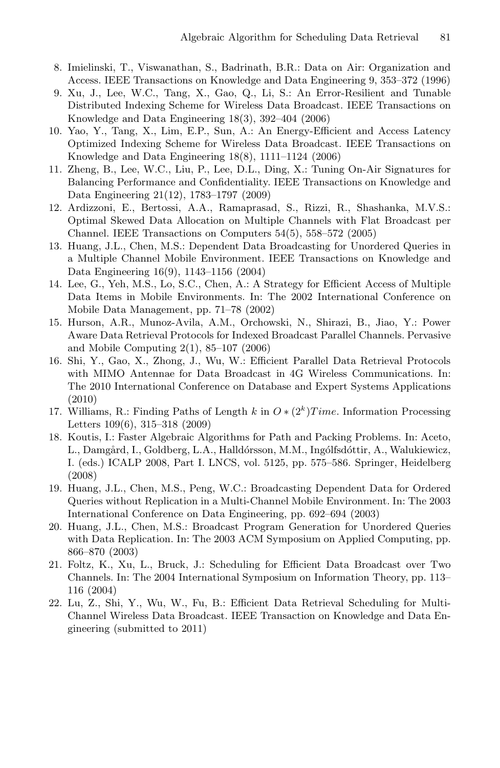8. Imielinski, T., Viswanathan, S., Badrinath, B.R.: Data on Air: Organization and Access. IEEE Transactions on Knowledge and Data Engineering 9, 353–372 (1996)
9. Xu, J., Lee, W.C., Tang, X., Gao, Q., Li, S.: An Error-Resilient and Tunable Distributed Indexing Scheme for Wireless Data Broadcast. IEEE Transactions on Knowledge and Data Engineering 18(3), 392–404 (2006)
10. Yao, Y., Tang, X., Lim, E.P., Sun, A.: An Energy-Efficient and Access Latency Optimized Indexing Scheme for Wireless Data Broadcast. IEEE Transactions on Knowledge and Data Engineering 18(8), 1111–1124 (2006)
11. Zheng, B., Lee, W.C., Liu, P., Lee, D.L., Ding, X.: Tuning On-Air Signatures for Balancing Performance and Confidentiality. IEEE Transactions on Knowledge and Data Engineering 21(12), 1783–1797 (2009)
12. Ardizzoni, E., Bertossi, A.A., Ramaprasad, S., Rizzi, R., Shashanka, M.V.S.: Optimal Skewed Data Allocation on Multiple Channels with Flat Broadcast per Channel. IEEE Transactions on Computers 54(5), 558–572 (2005)
13. Huang, J.L., Chen, M.S.: Dependent Data Broadcasting for Unordered Queries in a Multiple Channel Mobile Environment. IEEE Transactions on Knowledge and Data Engineering 16(9), 1143–1156 (2004)
14. Lee, G., Yeh, M.S., Lo, S.C., Chen, A.: A Strategy for Efficient Access of Multiple Data Items in Mobile Environments. In: The 2002 International Conference on Mobile Data Management, pp. 71–78 (2002)
15. Hurson, A.R., Munoz-Avila, A.M., Orchowski, N., Shirazi, B., Jiao, Y.: Power Aware Data Retrieval Protocols for Indexed Broadcast Parallel Channels. Pervasive and Mobile Computing 2(1), 85–107 (2006)
16. Shi, Y., Gao, X., Zhong, J., Wu, W.: Efficient Parallel Data Retrieval Protocols with MIMO Antennae for Data Broadcast in 4G Wireless Communications. In: The 2010 International Conference on Database and Expert Systems Applications (2010)
17. Williams, R.: Finding Paths of Length $k$ in $O*(2^k)Time$. Information Processing Letters 109(6), 315–318 (2009)
18. Koutis, I.: Faster Algebraic Algorithms for Path and Packing Problems. In: Aceto, L., Damgård, I., Goldberg, L.A., Halldórsson, M.M., Ingólfsdóttir, A., Walukiewicz, I. (eds.) ICALP 2008, Part I. LNCS, vol. 5125, pp. 575–586. Springer, Heidelberg (2008)
19. Huang, J.L., Chen, M.S., Peng, W.C.: Broadcasting Dependent Data for Ordered Queries without Replication in a Multi-Channel Mobile Environment. In: The 2003 International Conference on Data Engineering, pp. 692–694 (2003)
20. Huang, J.L., Chen, M.S.: Broadcast Program Generation for Unordered Queries with Data Replication. In: The 2003 ACM Symposium on Applied Computing, pp. 866–870 (2003)
21. Foltz, K., Xu, L., Bruck, J.: Scheduling for Efficient Data Broadcast over Two Channels. In: The 2004 International Symposium on Information Theory, pp. 113–116 (2004)
22. Lu, Z., Shi, Y., Wu, W., Fu, B.: Efficient Data Retrieval Scheduling for Multi-Channel Wireless Data Broadcast. IEEE Transaction on Knowledge and Data Engineering (submitted to 2011)